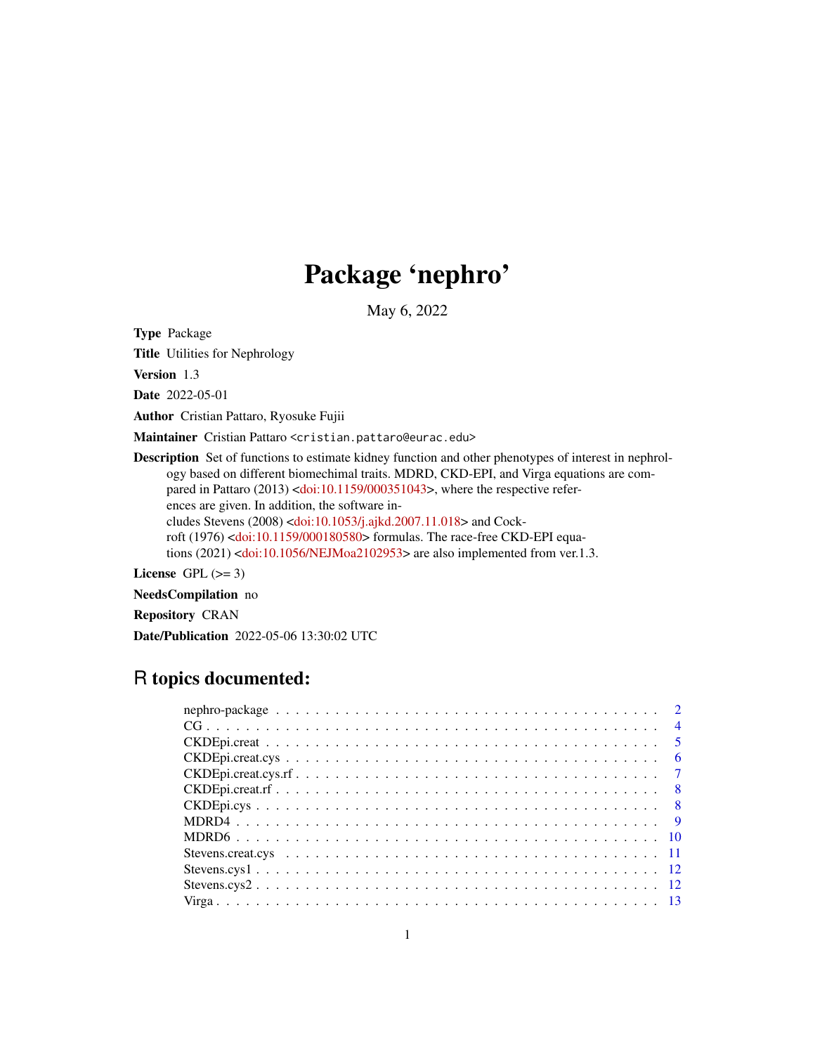# Package 'nephro'

May 6, 2022

**Type** Package

**Title** Utilities for Nephrology

**Version** 1.3

**Date** 2022-05-01

**Author** Cristian Pattaro, Ryosuke Fujii

**Maintainer** Cristian Pattaro <cristian.pattaro@eurac.edu>

**Description** Set of functions to estimate kidney function and other phenotypes of interest in nephrology based on different biomechimal traits. MDRD, CKD-EPI, and Virga equations are compared in Pattaro (2013) <doi:10.1159/000351043>, where the respective references are given. In addition, the software includes Stevens (2008) <doi:10.1053/j.ajkd.2007.11.018> and Cockroft (1976) <doi:10.1159/000180580> formulas. The race-free CKD-EPI equations (2021) <doi:10.1056/NEJMoa2102953> are also implemented from ver.1.3.

**License** GPL (>= 3)

**NeedsCompilation** no

**Repository** CRAN

**Date/Publication** 2022-05-06 13:30:02 UTC

## R topics documented:

| | |
|---|---|
| nephro-package | 2 |
| CG | 4 |
| CKDEpi.creat | 5 |
| CKDEpi.creat.cys | 6 |
| CKDEpi.creat.cys.rf | 7 |
| CKDEpi.creat.rf | 8 |
| CKDEpi.cys | 8 |
| MDRD4 | 9 |
| MDRD6 | 10 |
| Stevens.creat.cys | 11 |
| Stevens.cys1 | 12 |
| Stevens.cys2 | 12 |
| Virga | 13 |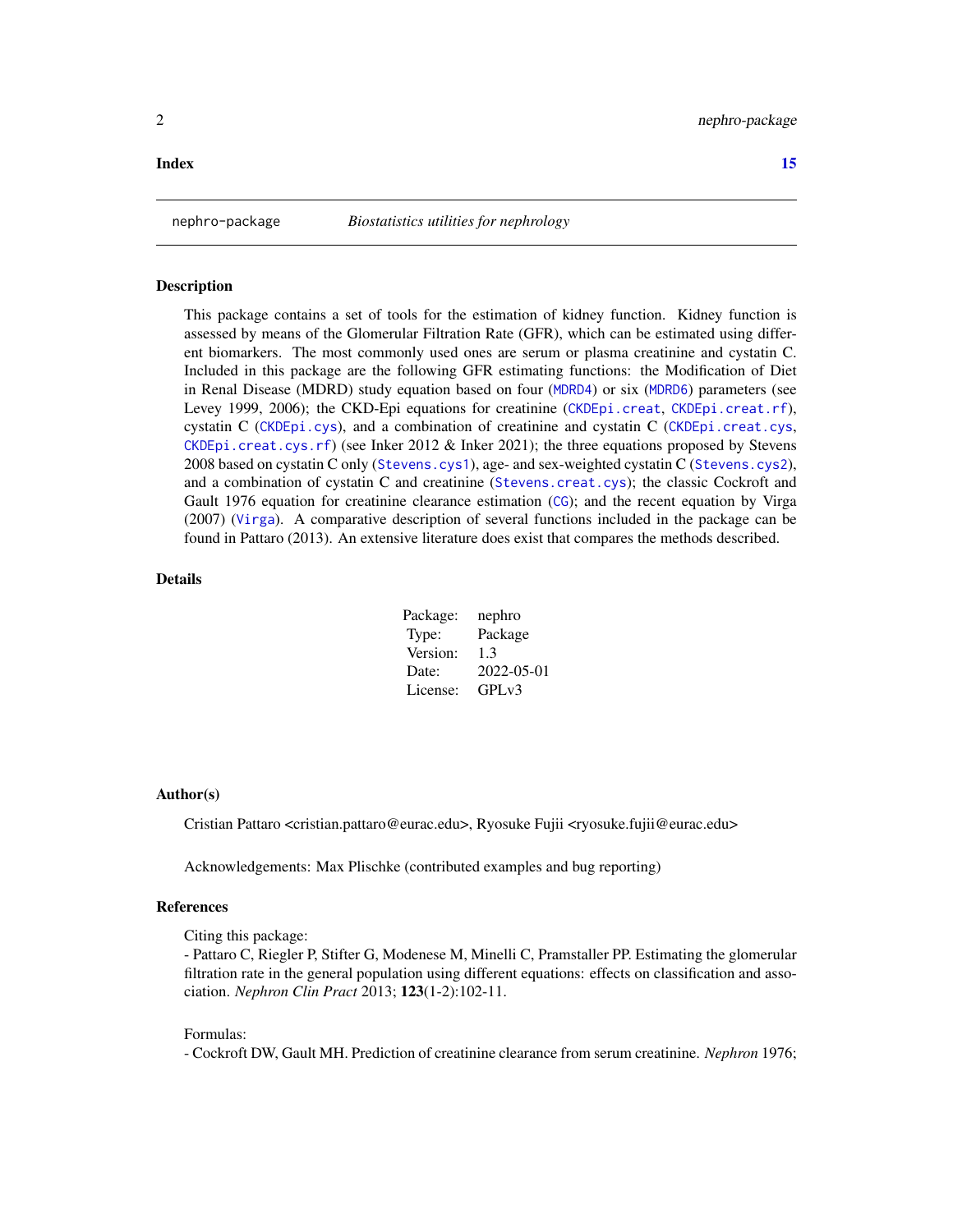**Index** **15**

---

nephro-package *Biostatistics utilities for nephrology*

---

### Description

This package contains a set of tools for the estimation of kidney function. Kidney function is assessed by means of the Glomerular Filtration Rate (GFR), which can be estimated using different biomarkers. The most commonly used ones are serum or plasma creatinine and cystatin C. Included in this package are the following GFR estimating functions: the Modification of Diet in Renal Disease (MDRD) study equation based on four (`MDRD4`) or six (`MDRD6`) parameters (see Levey 1999, 2006); the CKD-Epi equations for creatinine (`CKDEpi.creat`, `CKDEpi.creat.rf`), cystatin C (`CKDEpi.cys`), and a combination of creatinine and cystatin C (`CKDEpi.creat.cys`, `CKDEpi.creat.cys.rf`) (see Inker 2012 & Inker 2021); the three equations proposed by Stevens 2008 based on cystatin C only (`Stevens.cys1`), age- and sex-weighted cystatin C (`Stevens.cys2`), and a combination of cystatin C and creatinine (`Stevens.creat.cys`); the classic Cockroft and Gault 1976 equation for creatinine clearance estimation (`CG`); and the recent equation by Virga (2007) (`Virga`). A comparative description of several functions included in the package can be found in Pattaro (2013). An extensive literature does exist that compares the methods described.

### Details

| | |
|---|---|
| Package: | nephro |
| Type: | Package |
| Version: | 1.3 |
| Date: | 2022-05-01 |
| License: | GPLv3 |

### Author(s)

Cristian Pattaro <cristian.pattaro@eurac.edu>, Ryosuke Fujii <ryosuke.fujii@eurac.edu>

Acknowledgements: Max Plischke (contributed examples and bug reporting)

### References

Citing this package:
- Pattaro C, Riegler P, Stifter G, Modenese M, Minelli C, Pramstaller PP. Estimating the glomerular filtration rate in the general population using different equations: effects on classification and association. *Nephron Clin Pract* 2013; **123**(1-2):102-11.

Formulas:
- Cockroft DW, Gault MH. Prediction of creatinine clearance from serum creatinine. *Nephron* 1976;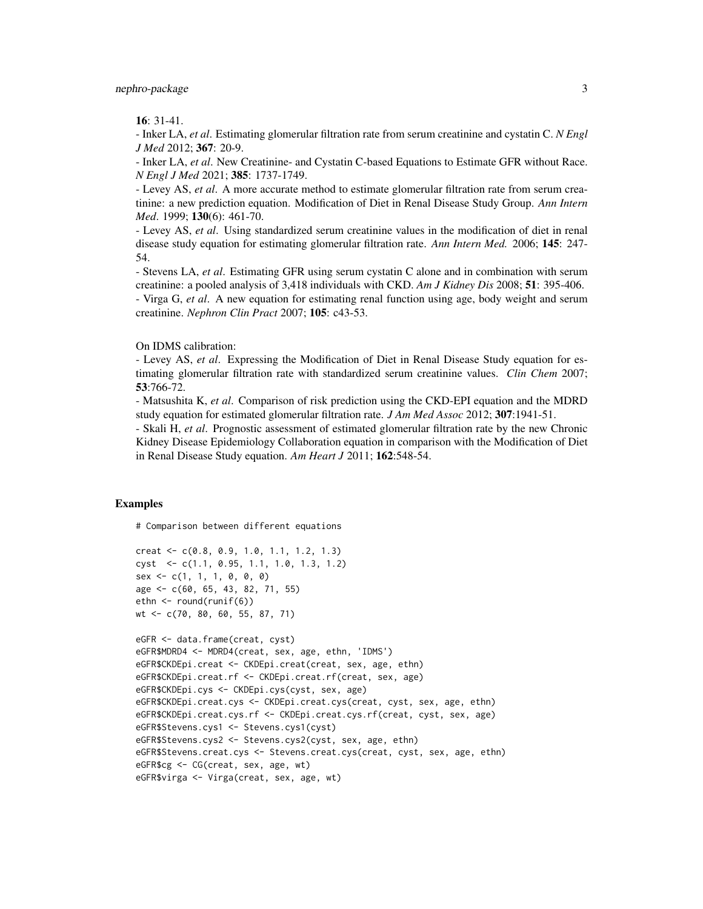**16**: 31-41.
- Inker LA, *et al*. Estimating glomerular filtration rate from serum creatinine and cystatin C. *N Engl J Med* 2012; **367**: 20-9.
- Inker LA, *et al*. New Creatinine- and Cystatin C-based Equations to Estimate GFR without Race. *N Engl J Med* 2021; **385**: 1737-1749.
- Levey AS, *et al*. A more accurate method to estimate glomerular filtration rate from serum creatinine: a new prediction equation. Modification of Diet in Renal Disease Study Group. *Ann Intern Med*. 1999; **130**(6): 461-70.
- Levey AS, *et al*. Using standardized serum creatinine values in the modification of diet in renal disease study equation for estimating glomerular filtration rate. *Ann Intern Med.* 2006; **145**: 247-54.
- Stevens LA, *et al*. Estimating GFR using serum cystatin C alone and in combination with serum creatinine: a pooled analysis of 3,418 individuals with CKD. *Am J Kidney Dis* 2008; **51**: 395-406.
- Virga G, *et al*. A new equation for estimating renal function using age, body weight and serum creatinine. *Nephron Clin Pract* 2007; **105**: c43-53.

On IDMS calibration:
- Levey AS, *et al*. Expressing the Modification of Diet in Renal Disease Study equation for estimating glomerular filtration rate with standardized serum creatinine values. *Clin Chem* 2007; **53**:766-72.
- Matsushita K, *et al*. Comparison of risk prediction using the CKD-EPI equation and the MDRD study equation for estimated glomerular filtration rate. *J Am Med Assoc* 2012; **307**:1941-51.
- Skali H, *et al*. Prognostic assessment of estimated glomerular filtration rate by the new Chronic Kidney Disease Epidemiology Collaboration equation in comparison with the Modification of Diet in Renal Disease Study equation. *Am Heart J* 2011; **162**:548-54.

## Examples

```
# Comparison between different equations

creat <- c(0.8, 0.9, 1.0, 1.1, 1.2, 1.3)
cyst  <- c(1.1, 0.95, 1.1, 1.0, 1.3, 1.2)
sex <- c(1, 1, 1, 0, 0, 0)
age <- c(60, 65, 43, 82, 71, 55)
ethn <- round(runif(6))
wt <- c(70, 80, 60, 55, 87, 71)

eGFR <- data.frame(creat, cyst)
eGFR$MDRD4 <- MDRD4(creat, sex, age, ethn, 'IDMS')
eGFR$CKDEpi.creat <- CKDEpi.creat(creat, sex, age, ethn)
eGFR$CKDEpi.creat.rf <- CKDEpi.creat.rf(creat, sex, age)
eGFR$CKDEpi.cys <- CKDEpi.cys(cyst, sex, age)
eGFR$CKDEpi.creat.cys <- CKDEpi.creat.cys(creat, cyst, sex, age, ethn)
eGFR$CKDEpi.creat.cys.rf <- CKDEpi.creat.cys.rf(creat, cyst, sex, age)
eGFR$Stevens.cys1 <- Stevens.cys1(cyst)
eGFR$Stevens.cys2 <- Stevens.cys2(cyst, sex, age, ethn)
eGFR$Stevens.creat.cys <- Stevens.creat.cys(creat, cyst, sex, age, ethn)
eGFR$cg <- CG(creat, sex, age, wt)
eGFR$virga <- Virga(creat, sex, age, wt)
```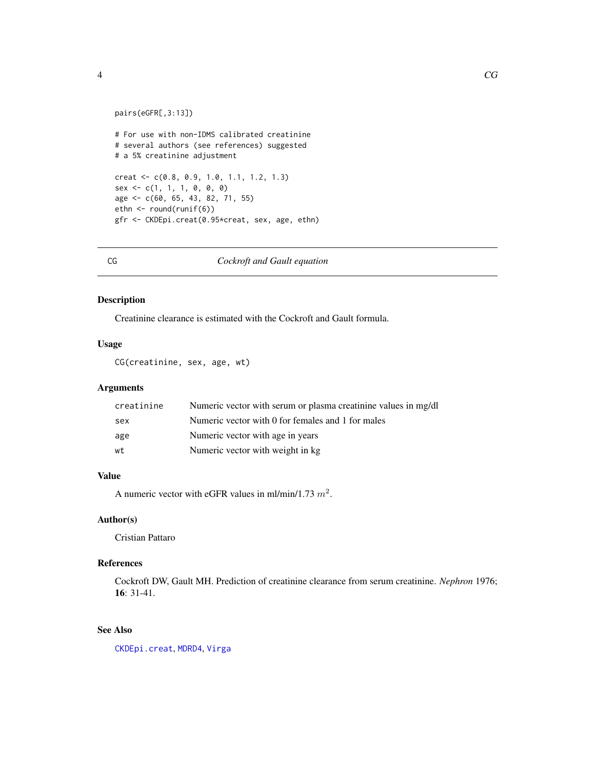```
pairs(eGFR[,3:13])

# For use with non-IDMS calibrated creatinine
# several authors (see references) suggested
# a 5% creatinine adjustment

creat <- c(0.8, 0.9, 1.0, 1.1, 1.2, 1.3)
sex <- c(1, 1, 1, 0, 0, 0)
age <- c(60, 65, 43, 82, 71, 55)
ethn <- round(runif(6))
gfr <- CKDEpi.creat(0.95*creat, sex, age, ethn)
```

---

CG — *Cockroft and Gault equation*

---

## Description

Creatinine clearance is estimated with the Cockroft and Gault formula.

## Usage

```
CG(creatinine, sex, age, wt)
```

## Arguments

| | |
|---|---|
| `creatinine` | Numeric vector with serum or plasma creatinine values in mg/dl |
| `sex` | Numeric vector with 0 for females and 1 for males |
| `age` | Numeric vector with age in years |
| `wt` | Numeric vector with weight in kg |

## Value

A numeric vector with eGFR values in ml/min/1.73 $m^2$.

## Author(s)

Cristian Pattaro

## References

Cockroft DW, Gault MH. Prediction of creatinine clearance from serum creatinine. *Nephron* 1976; **16**: 31-41.

## See Also

`CKDEpi.creat`, `MDRD4`, `Virga`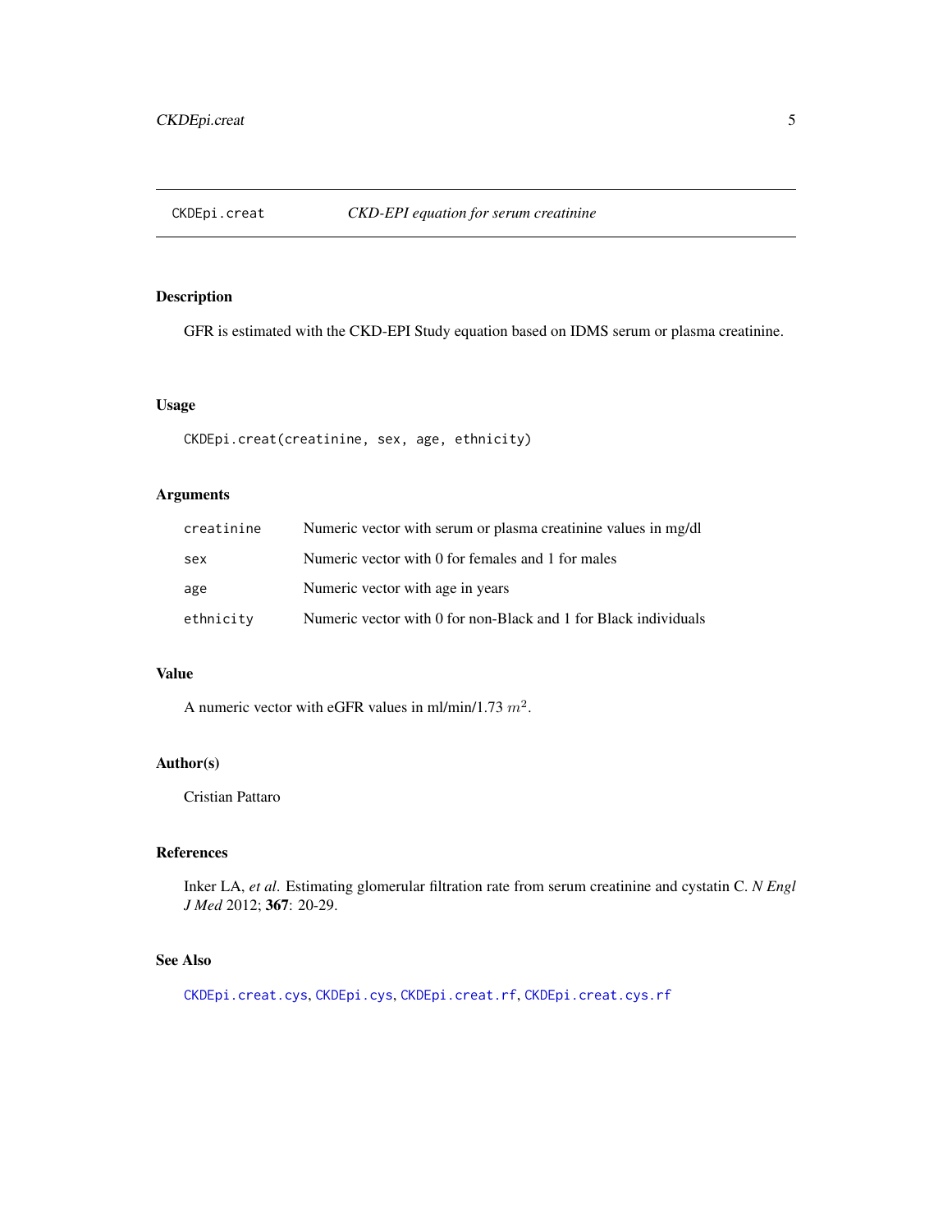# CKDEpi.creat — *CKD-EPI equation for serum creatinine*

## Description

GFR is estimated with the CKD-EPI Study equation based on IDMS serum or plasma creatinine.

## Usage

```
CKDEpi.creat(creatinine, sex, age, ethnicity)
```

## Arguments

| | |
|---|---|
| `creatinine` | Numeric vector with serum or plasma creatinine values in mg/dl |
| `sex` | Numeric vector with 0 for females and 1 for males |
| `age` | Numeric vector with age in years |
| `ethnicity` | Numeric vector with 0 for non-Black and 1 for Black individuals |

## Value

A numeric vector with eGFR values in ml/min/1.73 $m^2$.

## Author(s)

Cristian Pattaro

## References

Inker LA, *et al*. Estimating glomerular filtration rate from serum creatinine and cystatin C. *N Engl J Med* 2012; **367**: 20-29.

## See Also

`CKDEpi.creat.cys`, `CKDEpi.cys`, `CKDEpi.creat.rf`, `CKDEpi.creat.cys.rf`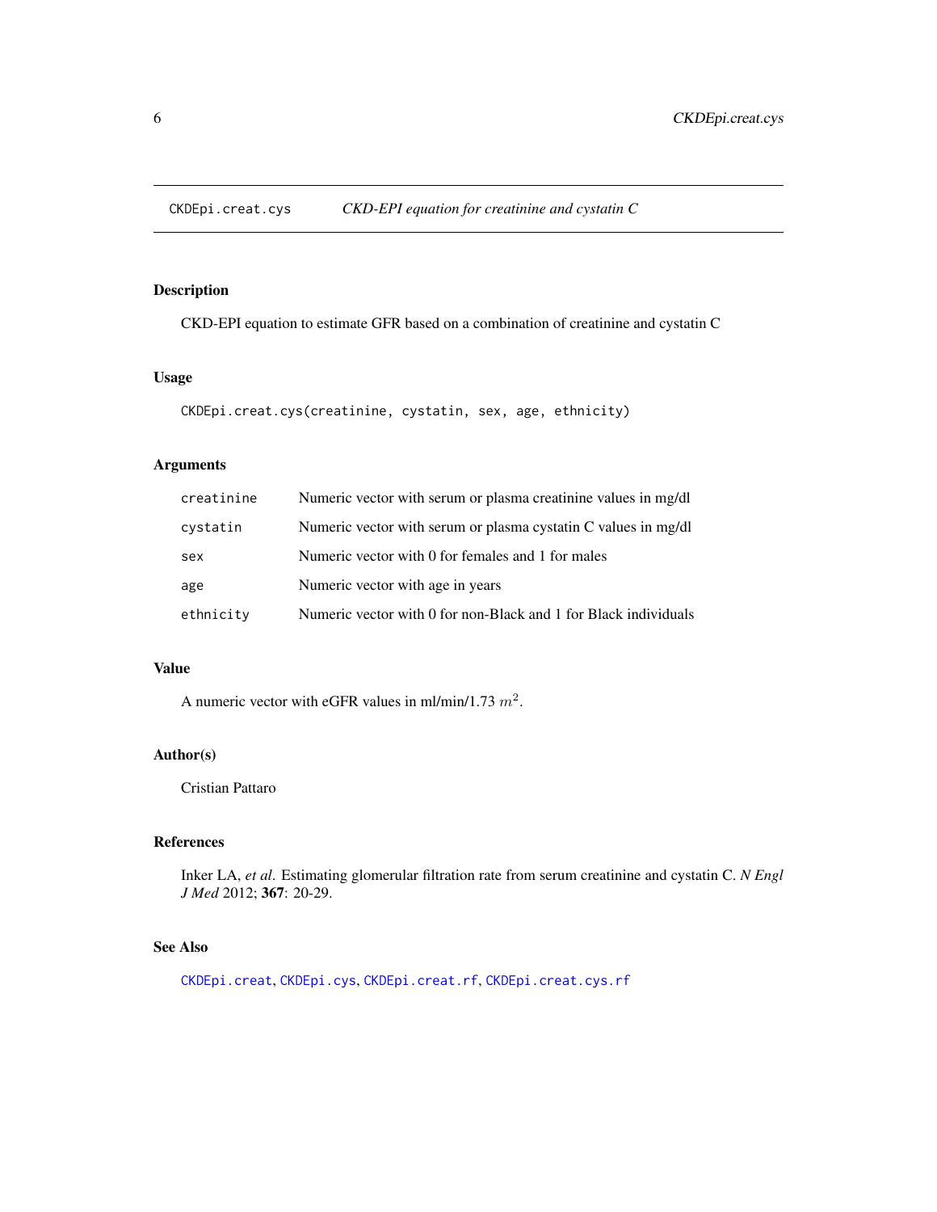## CKDEpi.creat.cys — *CKD-EPI equation for creatinine and cystatin C*

### Description

CKD-EPI equation to estimate GFR based on a combination of creatinine and cystatin C

### Usage

```
CKDEpi.creat.cys(creatinine, cystatin, sex, age, ethnicity)
```

### Arguments

| | |
|---|---|
| `creatinine` | Numeric vector with serum or plasma creatinine values in mg/dl |
| `cystatin` | Numeric vector with serum or plasma cystatin C values in mg/dl |
| `sex` | Numeric vector with 0 for females and 1 for males |
| `age` | Numeric vector with age in years |
| `ethnicity` | Numeric vector with 0 for non-Black and 1 for Black individuals |

### Value

A numeric vector with eGFR values in ml/min/1.73 $m^2$.

### Author(s)

Cristian Pattaro

### References

Inker LA, *et al.* Estimating glomerular filtration rate from serum creatinine and cystatin C. *N Engl J Med* 2012; **367**: 20-29.

### See Also

`CKDEpi.creat`, `CKDEpi.cys`, `CKDEpi.creat.rf`, `CKDEpi.creat.cys.rf`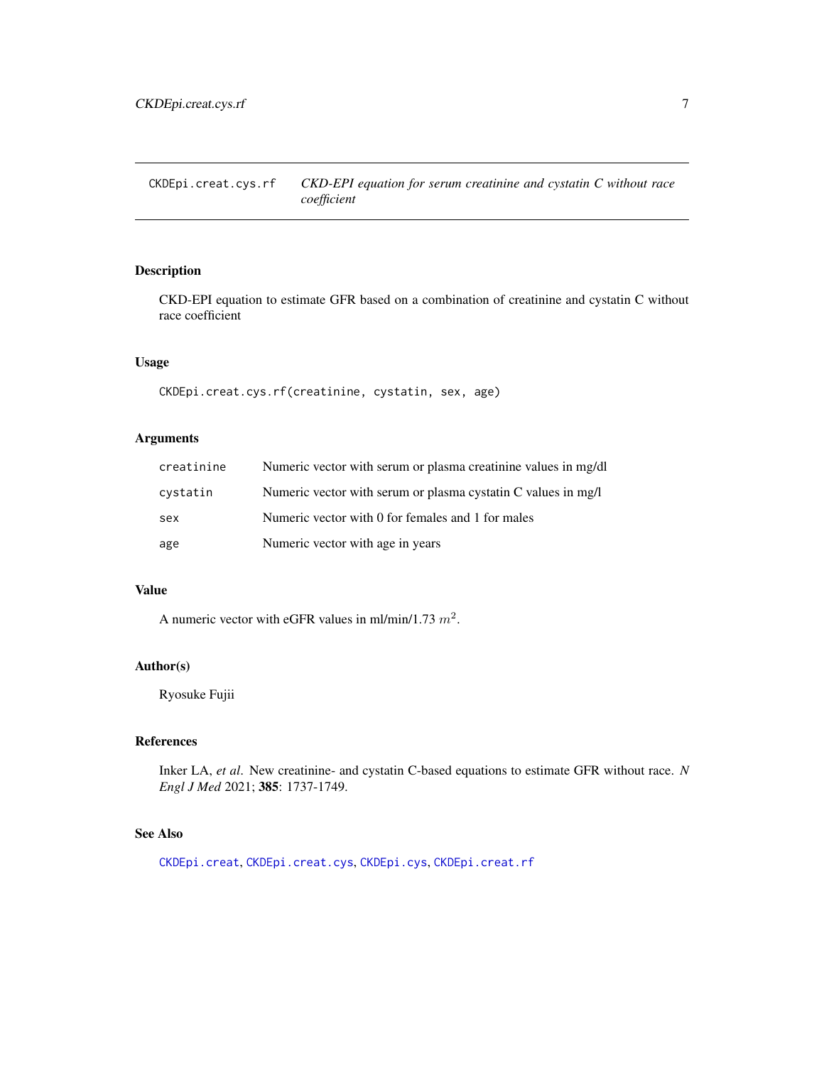`CKDEpi.creat.cys.rf` *CKD-EPI equation for serum creatinine and cystatin C without race coefficient*

## Description

CKD-EPI equation to estimate GFR based on a combination of creatinine and cystatin C without race coefficient

## Usage

```
CKDEpi.creat.cys.rf(creatinine, cystatin, sex, age)
```

## Arguments

| | |
|---|---|
| `creatinine` | Numeric vector with serum or plasma creatinine values in mg/dl |
| `cystatin` | Numeric vector with serum or plasma cystatin C values in mg/l |
| `sex` | Numeric vector with 0 for females and 1 for males |
| `age` | Numeric vector with age in years |

## Value

A numeric vector with eGFR values in ml/min/1.73 $m^2$.

## Author(s)

Ryosuke Fujii

## References

Inker LA, *et al*. New creatinine- and cystatin C-based equations to estimate GFR without race. *N Engl J Med* 2021; **385**: 1737-1749.

## See Also

`CKDEpi.creat`, `CKDEpi.creat.cys`, `CKDEpi.cys`, `CKDEpi.creat.rf`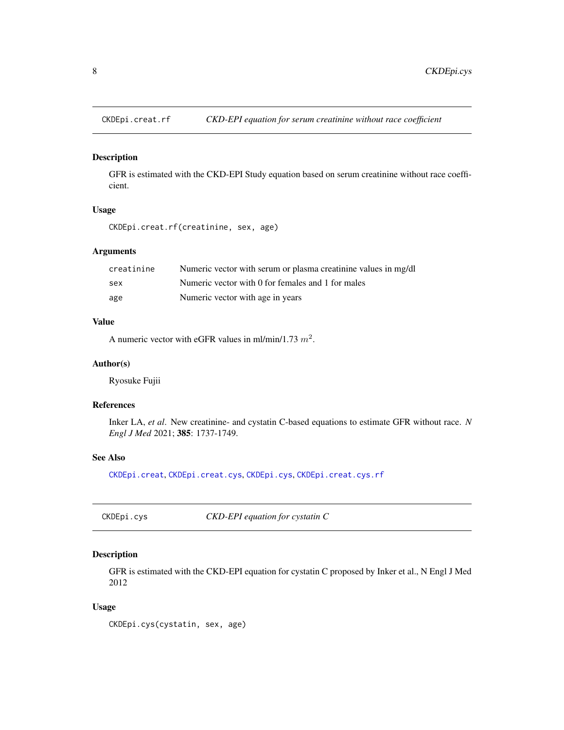## CKDEpi.creat.rf — *CKD-EPI equation for serum creatinine without race coefficient*

### Description

GFR is estimated with the CKD-EPI Study equation based on serum creatinine without race coefficient.

### Usage

```
CKDEpi.creat.rf(creatinine, sex, age)
```

### Arguments

| | |
|---|---|
| `creatinine` | Numeric vector with serum or plasma creatinine values in mg/dl |
| `sex` | Numeric vector with 0 for females and 1 for males |
| `age` | Numeric vector with age in years |

### Value

A numeric vector with eGFR values in ml/min/1.73 $m^2$.

### Author(s)

Ryosuke Fujii

### References

Inker LA, *et al*. New creatinine- and cystatin C-based equations to estimate GFR without race. *N Engl J Med* 2021; **385**: 1737-1749.

### See Also

`CKDEpi.creat`, `CKDEpi.creat.cys`, `CKDEpi.cys`, `CKDEpi.creat.cys.rf`

## CKDEpi.cys — *CKD-EPI equation for cystatin C*

### Description

GFR is estimated with the CKD-EPI equation for cystatin C proposed by Inker et al., N Engl J Med 2012

### Usage

```
CKDEpi.cys(cystatin, sex, age)
```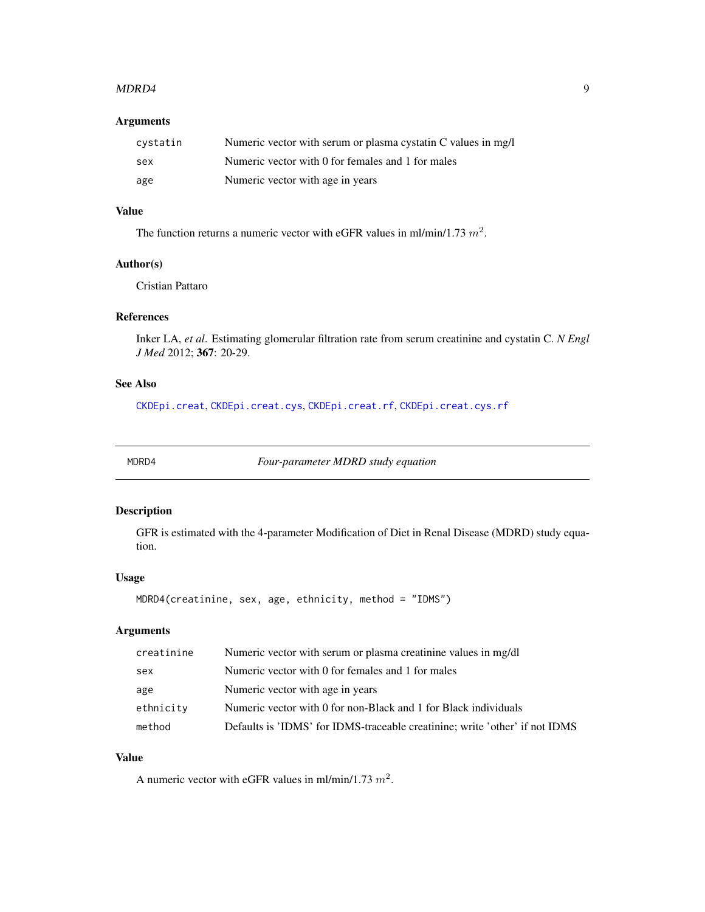### Arguments

| | |
|---|---|
| `cystatin` | Numeric vector with serum or plasma cystatin C values in mg/l |
| `sex` | Numeric vector with 0 for females and 1 for males |
| `age` | Numeric vector with age in years |

### Value

The function returns a numeric vector with eGFR values in ml/min/1.73 $m^2$.

### Author(s)

Cristian Pattaro

### References

Inker LA, *et al.* Estimating glomerular filtration rate from serum creatinine and cystatin C. *N Engl J Med* 2012; **367**: 20-29.

### See Also

`CKDEpi.creat`, `CKDEpi.creat.cys`, `CKDEpi.creat.rf`, `CKDEpi.creat.cys.rf`

---

## MDRD4 — *Four-parameter MDRD study equation*

### Description

GFR is estimated with the 4-parameter Modification of Diet in Renal Disease (MDRD) study equation.

### Usage

```
MDRD4(creatinine, sex, age, ethnicity, method = "IDMS")
```

### Arguments

| | |
|---|---|
| `creatinine` | Numeric vector with serum or plasma creatinine values in mg/dl |
| `sex` | Numeric vector with 0 for females and 1 for males |
| `age` | Numeric vector with age in years |
| `ethnicity` | Numeric vector with 0 for non-Black and 1 for Black individuals |
| `method` | Defaults is 'IDMS' for IDMS-traceable creatinine; write 'other' if not IDMS |

### Value

A numeric vector with eGFR values in ml/min/1.73 $m^2$.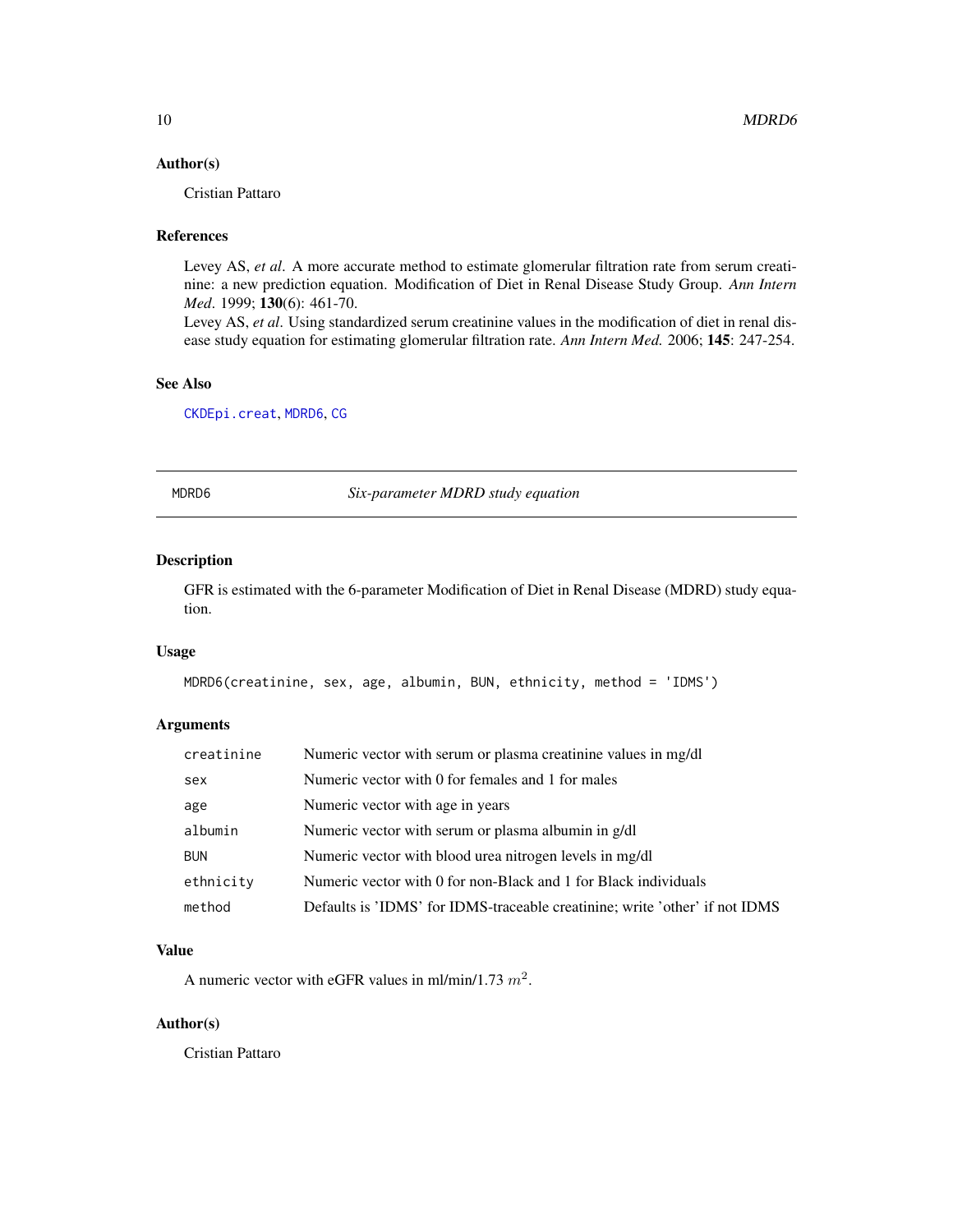### Author(s)

Cristian Pattaro

### References

Levey AS, *et al*. A more accurate method to estimate glomerular filtration rate from serum creatinine: a new prediction equation. Modification of Diet in Renal Disease Study Group. *Ann Intern Med*. 1999; **130**(6): 461-70.
Levey AS, *et al*. Using standardized serum creatinine values in the modification of diet in renal disease study equation for estimating glomerular filtration rate. *Ann Intern Med.* 2006; **145**: 247-254.

### See Also

`CKDEpi.creat`, `MDRD6`, `CG`

---

## MDRD6 — *Six-parameter MDRD study equation*

### Description

GFR is estimated with the 6-parameter Modification of Diet in Renal Disease (MDRD) study equation.

### Usage

```
MDRD6(creatinine, sex, age, albumin, BUN, ethnicity, method = 'IDMS')
```

### Arguments

| | |
|---|---|
| `creatinine` | Numeric vector with serum or plasma creatinine values in mg/dl |
| `sex` | Numeric vector with 0 for females and 1 for males |
| `age` | Numeric vector with age in years |
| `albumin` | Numeric vector with serum or plasma albumin in g/dl |
| `BUN` | Numeric vector with blood urea nitrogen levels in mg/dl |
| `ethnicity` | Numeric vector with 0 for non-Black and 1 for Black individuals |
| `method` | Defaults is 'IDMS' for IDMS-traceable creatinine; write 'other' if not IDMS |

### Value

A numeric vector with eGFR values in ml/min/1.73 $m^2$.

### Author(s)

Cristian Pattaro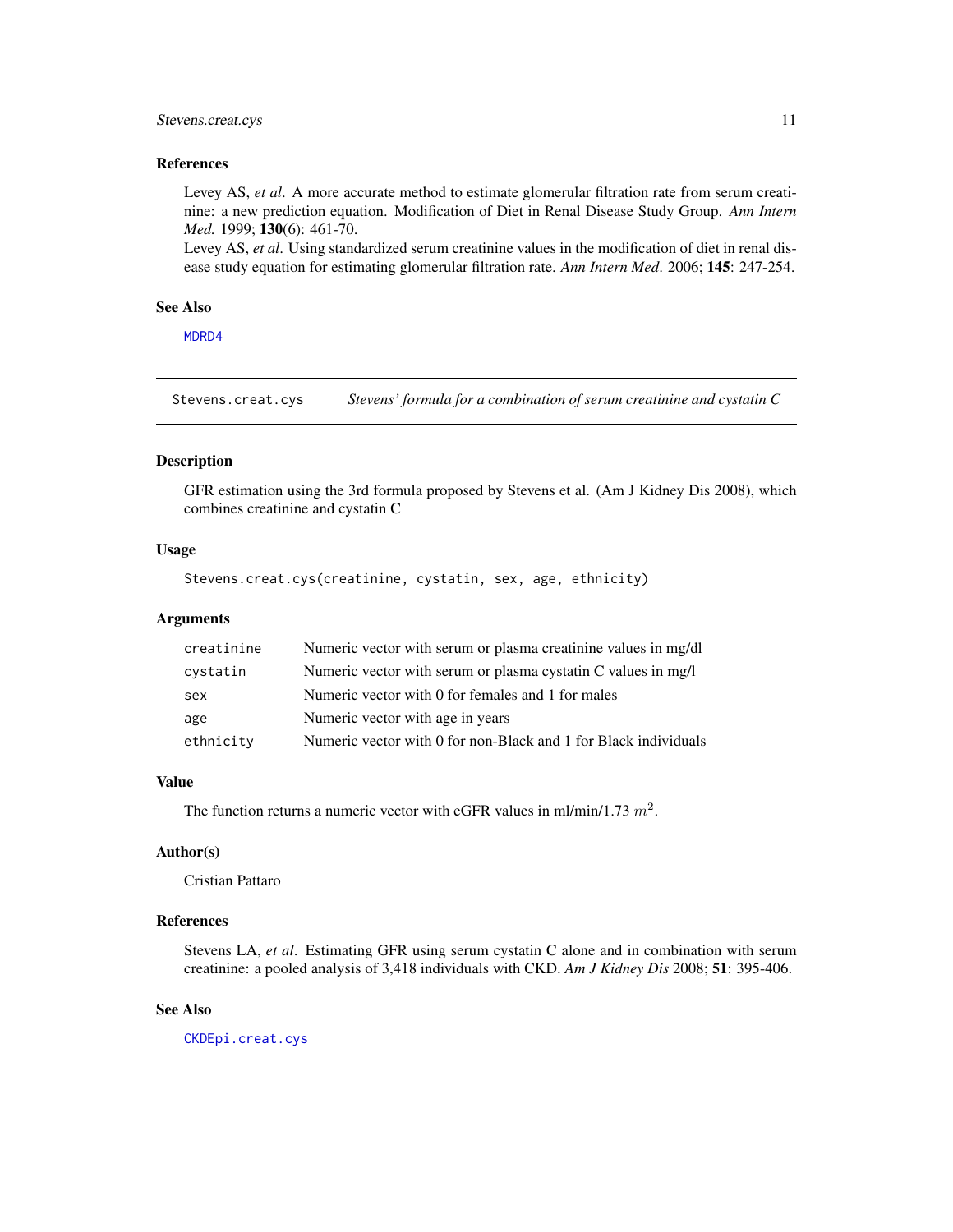### References

Levey AS, *et al*. A more accurate method to estimate glomerular filtration rate from serum creatinine: a new prediction equation. Modification of Diet in Renal Disease Study Group. *Ann Intern Med.* 1999; **130**(6): 461-70.
Levey AS, *et al*. Using standardized serum creatinine values in the modification of diet in renal disease study equation for estimating glomerular filtration rate. *Ann Intern Med*. 2006; **145**: 247-254.

### See Also

MDRD4

---

## Stevens.creat.cys — *Stevens' formula for a combination of serum creatinine and cystatin C*

### Description

GFR estimation using the 3rd formula proposed by Stevens et al. (Am J Kidney Dis 2008), which combines creatinine and cystatin C

### Usage

```
Stevens.creat.cys(creatinine, cystatin, sex, age, ethnicity)
```

### Arguments

| | |
|---|---|
| creatinine | Numeric vector with serum or plasma creatinine values in mg/dl |
| cystatin | Numeric vector with serum or plasma cystatin C values in mg/l |
| sex | Numeric vector with 0 for females and 1 for males |
| age | Numeric vector with age in years |
| ethnicity | Numeric vector with 0 for non-Black and 1 for Black individuals |

### Value

The function returns a numeric vector with eGFR values in ml/min/1.73 $m^2$.

### Author(s)

Cristian Pattaro

### References

Stevens LA, *et al*. Estimating GFR using serum cystatin C alone and in combination with serum creatinine: a pooled analysis of 3,418 individuals with CKD. *Am J Kidney Dis* 2008; **51**: 395-406.

### See Also

CKDEpi.creat.cys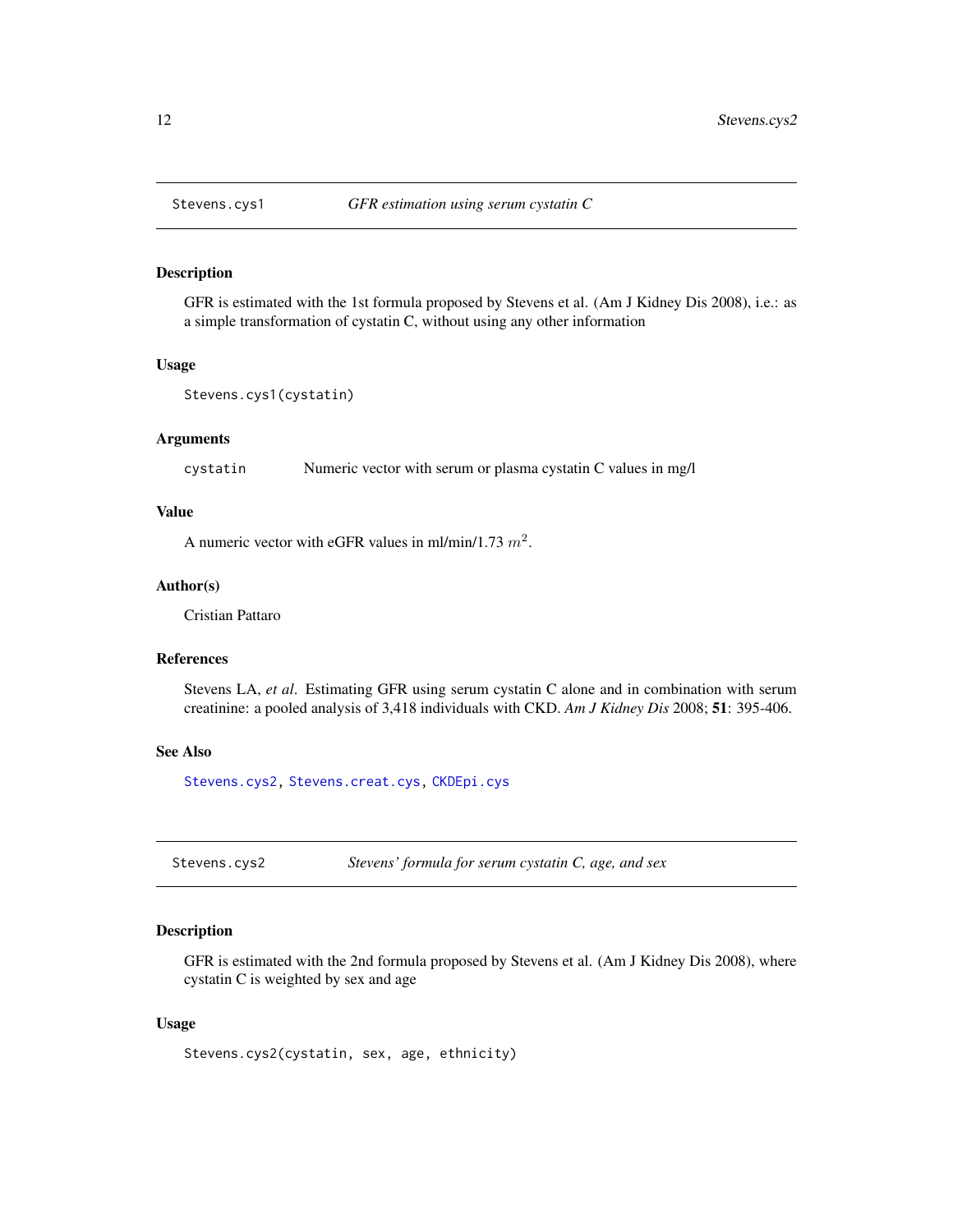## Stevens.cys1 — *GFR estimation using serum cystatin C*

### Description

GFR is estimated with the 1st formula proposed by Stevens et al. (Am J Kidney Dis 2008), i.e.: as a simple transformation of cystatin C, without using any other information

### Usage

```
Stevens.cys1(cystatin)
```

### Arguments

| | |
|---|---|
| `cystatin` | Numeric vector with serum or plasma cystatin C values in mg/l |

### Value

A numeric vector with eGFR values in ml/min/1.73 $m^2$.

### Author(s)

Cristian Pattaro

### References

Stevens LA, *et al*. Estimating GFR using serum cystatin C alone and in combination with serum creatinine: a pooled analysis of 3,418 individuals with CKD. *Am J Kidney Dis* 2008; **51**: 395-406.

### See Also

`Stevens.cys2`, `Stevens.creat.cys`, `CKDEpi.cys`

## Stevens.cys2 — *Stevens' formula for serum cystatin C, age, and sex*

### Description

GFR is estimated with the 2nd formula proposed by Stevens et al. (Am J Kidney Dis 2008), where cystatin C is weighted by sex and age

### Usage

```
Stevens.cys2(cystatin, sex, age, ethnicity)
```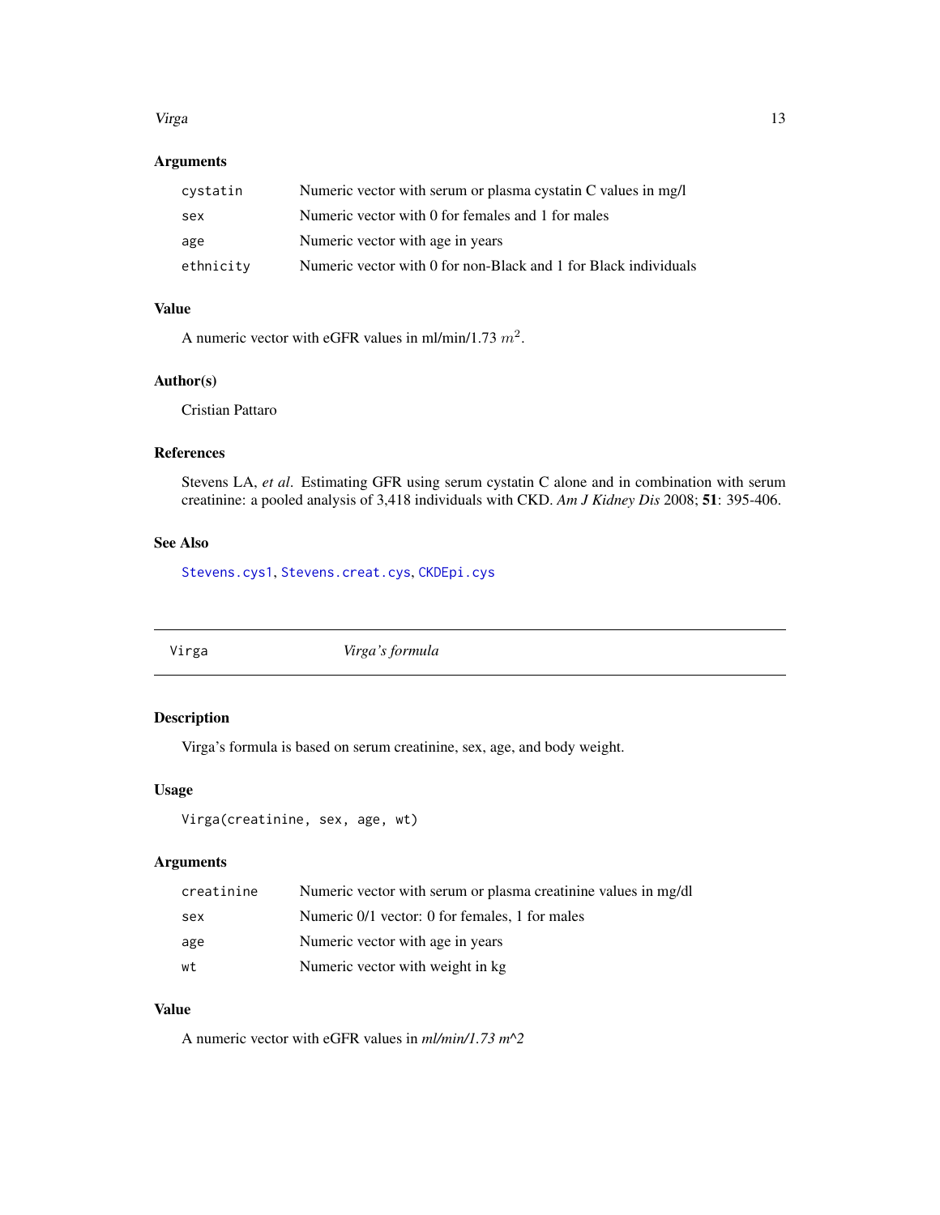### Arguments

| | |
|---|---|
| `cystatin` | Numeric vector with serum or plasma cystatin C values in mg/l |
| `sex` | Numeric vector with 0 for females and 1 for males |
| `age` | Numeric vector with age in years |
| `ethnicity` | Numeric vector with 0 for non-Black and 1 for Black individuals |

### Value

A numeric vector with eGFR values in ml/min/1.73 $m^2$.

### Author(s)

Cristian Pattaro

### References

Stevens LA, *et al*. Estimating GFR using serum cystatin C alone and in combination with serum creatinine: a pooled analysis of 3,418 individuals with CKD. *Am J Kidney Dis* 2008; **51**: 395-406.

### See Also

`Stevens.cys1`, `Stevens.creat.cys`, `CKDEpi.cys`

---

## Virga — *Virga's formula*

---

### Description

Virga's formula is based on serum creatinine, sex, age, and body weight.

### Usage

```
Virga(creatinine, sex, age, wt)
```

### Arguments

| | |
|---|---|
| `creatinine` | Numeric vector with serum or plasma creatinine values in mg/dl |
| `sex` | Numeric 0/1 vector: 0 for females, 1 for males |
| `age` | Numeric vector with age in years |
| `wt` | Numeric vector with weight in kg |

### Value

A numeric vector with eGFR values in *ml/min/1.73 m^2*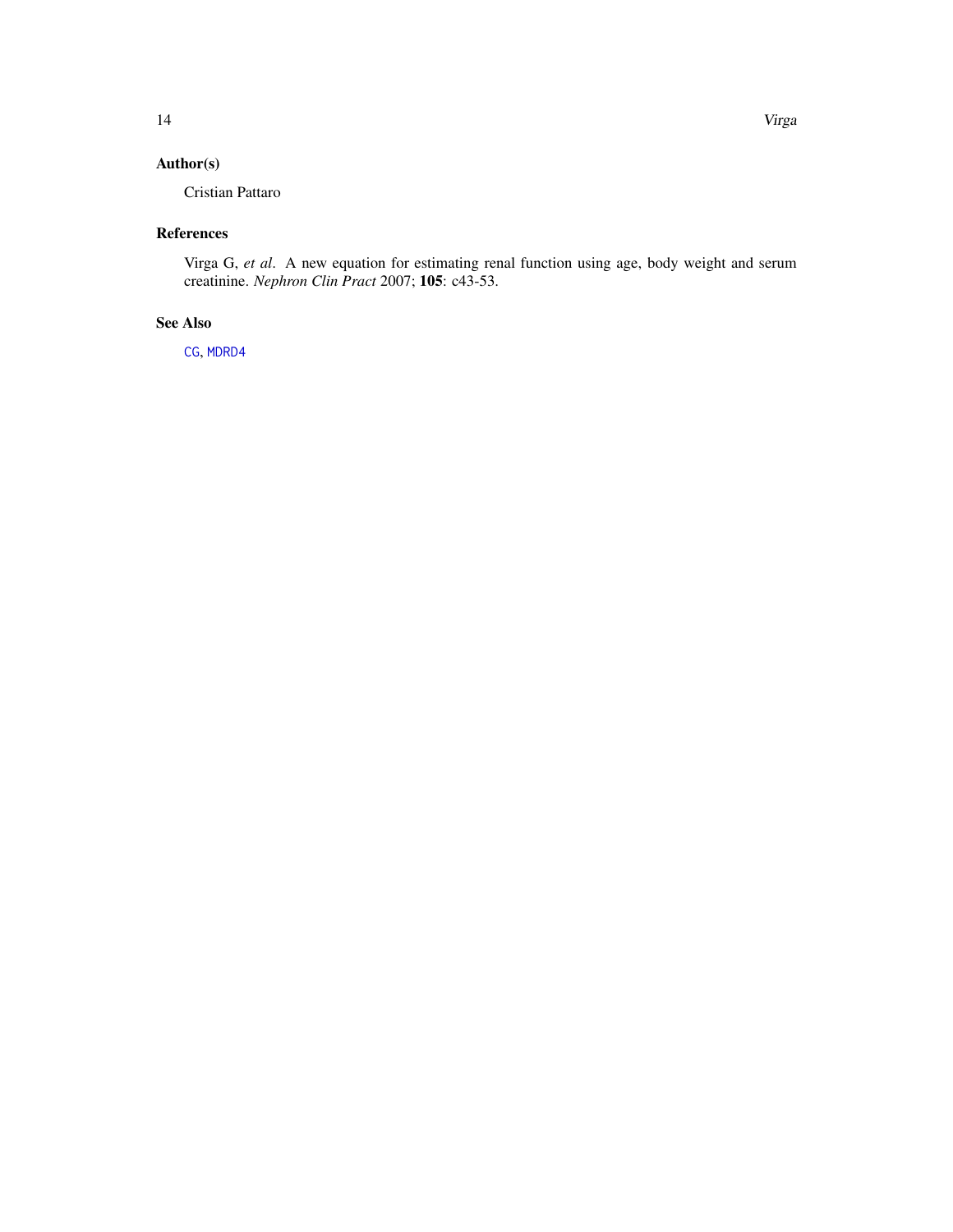## Author(s)

Cristian Pattaro

## References

Virga G, *et al*. A new equation for estimating renal function using age, body weight and serum creatinine. *Nephron Clin Pract* 2007; **105**: c43-53.

## See Also

`CG`, `MDRD4`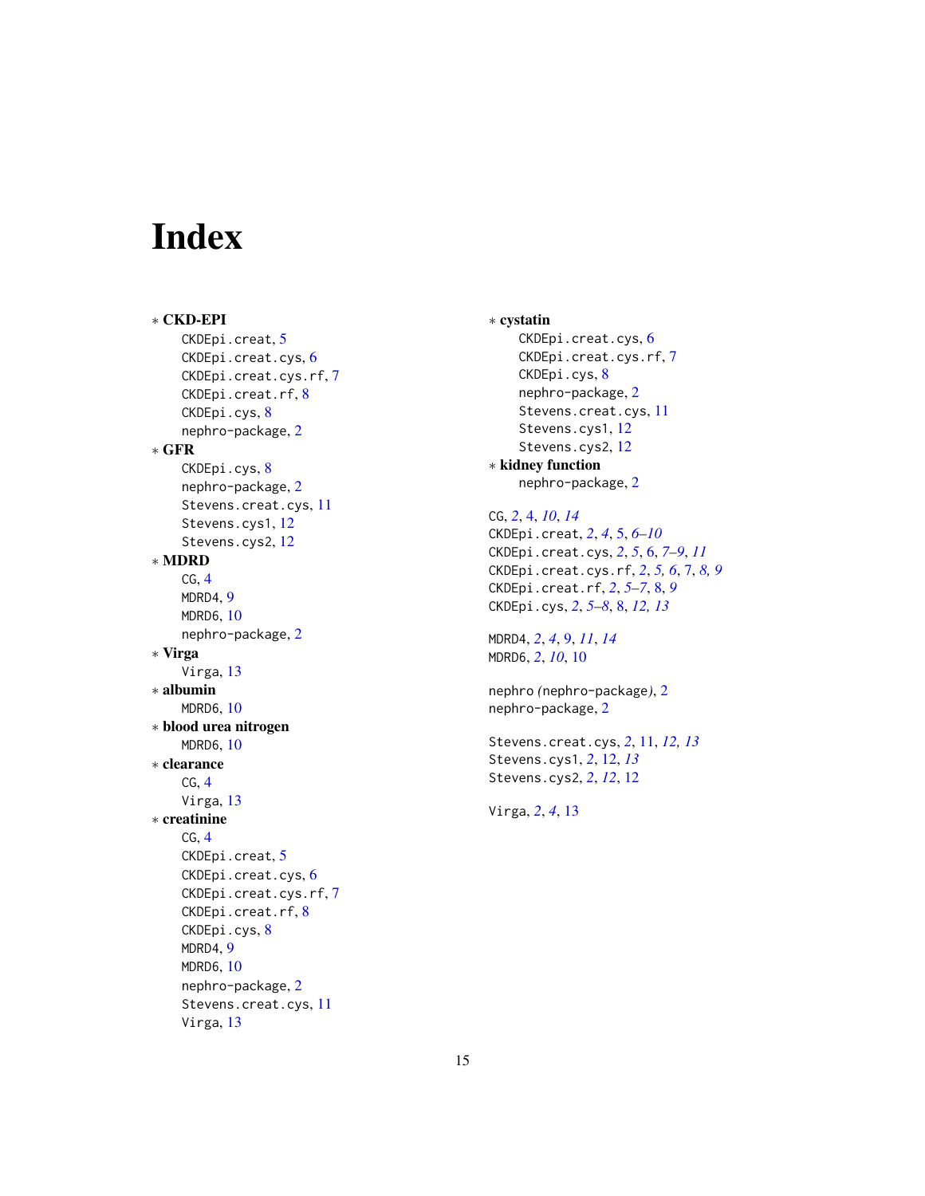# Index

∗ **CKD-EPI**
- CKDEpi.creat, 5
- CKDEpi.creat.cys, 6
- CKDEpi.creat.cys.rf, 7
- CKDEpi.creat.rf, 8
- CKDEpi.cys, 8
- nephro-package, 2

∗ **GFR**
- CKDEpi.cys, 8
- nephro-package, 2
- Stevens.creat.cys, 11
- Stevens.cys1, 12
- Stevens.cys2, 12

∗ **MDRD**
- CG, 4
- MDRD4, 9
- MDRD6, 10
- nephro-package, 2

∗ **Virga**
- Virga, 13

∗ **albumin**
- MDRD6, 10

∗ **blood urea nitrogen**
- MDRD6, 10

∗ **clearance**
- CG, 4
- Virga, 13

∗ **creatinine**
- CG, 4
- CKDEpi.creat, 5
- CKDEpi.creat.cys, 6
- CKDEpi.creat.cys.rf, 7
- CKDEpi.creat.rf, 8
- CKDEpi.cys, 8
- MDRD4, 9
- MDRD6, 10
- nephro-package, 2
- Stevens.creat.cys, 11
- Virga, 13

∗ **cystatin**
- CKDEpi.creat.cys, 6
- CKDEpi.creat.cys.rf, 7
- CKDEpi.cys, 8
- nephro-package, 2
- Stevens.creat.cys, 11
- Stevens.cys1, 12
- Stevens.cys2, 12

∗ **kidney function**
- nephro-package, 2

CG, *2*, 4, *10*, *14*
CKDEpi.creat, *2*, *4*, 5, *6–10*
CKDEpi.creat.cys, *2*, *5*, 6, *7–9*, *11*
CKDEpi.creat.cys.rf, *2*, *5, 6*, 7, *8, 9*
CKDEpi.creat.rf, *2*, *5–7*, 8, *9*
CKDEpi.cys, *2*, *5–8*, 8, *12, 13*

MDRD4, *2*, *4*, 9, *11*, *14*
MDRD6, *2*, *10*, 10

nephro *(nephro-package)*, 2
nephro-package, 2

Stevens.creat.cys, *2*, 11, *12, 13*
Stevens.cys1, *2*, 12, *13*
Stevens.cys2, *2*, *12*, 12

Virga, *2*, *4*, 13